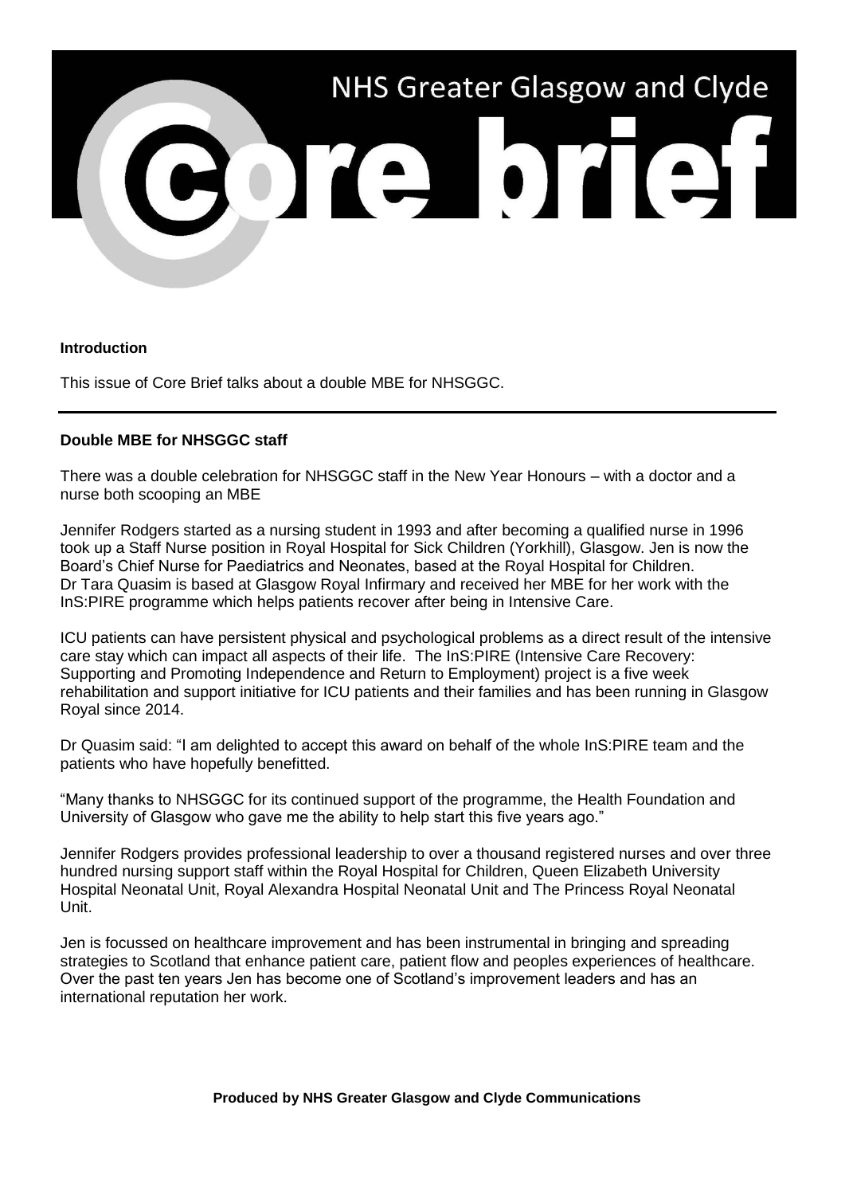# NHS Greater Glasgow and Clyde Core brief

**Introduction**

This issue of Core Brief talks about a double MBE for NHSGGC.

---

**Double MBE for NHSGGC staff**

There was a double celebration for NHSGGC staff in the New Year Honours – with a doctor and a nurse both scooping an MBE

Jennifer Rodgers started as a nursing student in 1993 and after becoming a qualified nurse in 1996 took up a Staff Nurse position in Royal Hospital for Sick Children (Yorkhill), Glasgow. Jen is now the Board's Chief Nurse for Paediatrics and Neonates, based at the Royal Hospital for Children. Dr Tara Quasim is based at Glasgow Royal Infirmary and received her MBE for her work with the InS:PIRE programme which helps patients recover after being in Intensive Care.

ICU patients can have persistent physical and psychological problems as a direct result of the intensive care stay which can impact all aspects of their life. The InS:PIRE (Intensive Care Recovery: Supporting and Promoting Independence and Return to Employment) project is a five week rehabilitation and support initiative for ICU patients and their families and has been running in Glasgow Royal since 2014.

Dr Quasim said: "I am delighted to accept this award on behalf of the whole InS:PIRE team and the patients who have hopefully benefitted.

"Many thanks to NHSGGC for its continued support of the programme, the Health Foundation and University of Glasgow who gave me the ability to help start this five years ago."

Jennifer Rodgers provides professional leadership to over a thousand registered nurses and over three hundred nursing support staff within the Royal Hospital for Children, Queen Elizabeth University Hospital Neonatal Unit, Royal Alexandra Hospital Neonatal Unit and The Princess Royal Neonatal Unit.

Jen is focussed on healthcare improvement and has been instrumental in bringing and spreading strategies to Scotland that enhance patient care, patient flow and peoples experiences of healthcare. Over the past ten years Jen has become one of Scotland's improvement leaders and has an international reputation her work.

**Produced by NHS Greater Glasgow and Clyde Communications**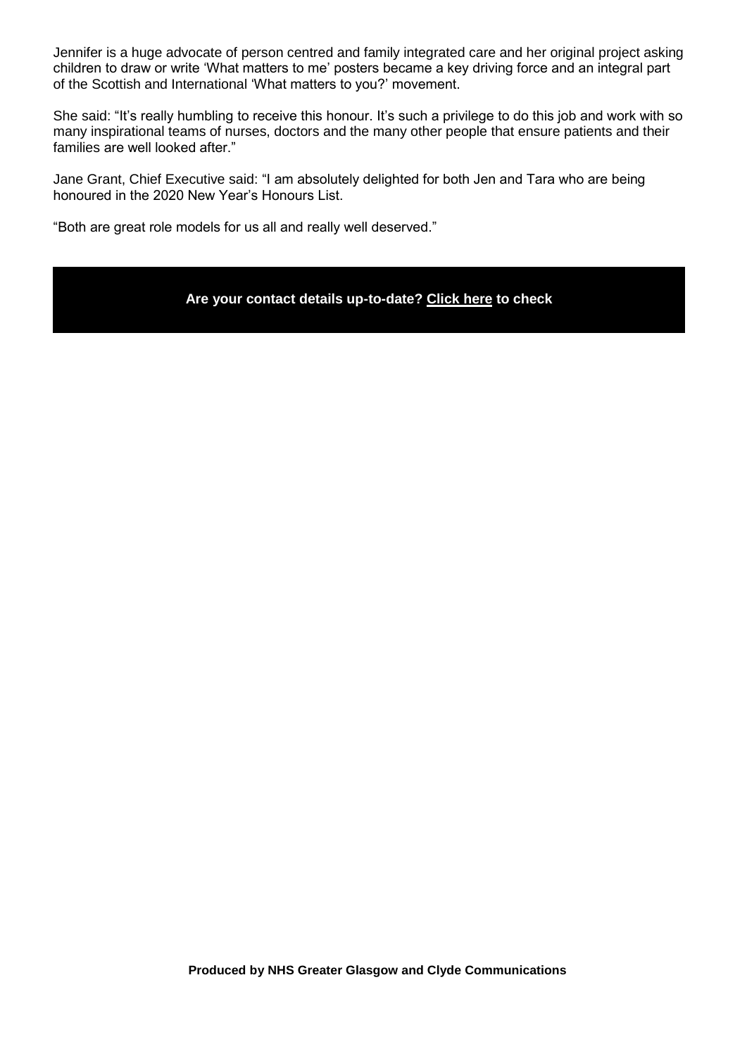Jennifer is a huge advocate of person centred and family integrated care and her original project asking children to draw or write 'What matters to me' posters became a key driving force and an integral part of the Scottish and International 'What matters to you?' movement.

She said: "It's really humbling to receive this honour. It's such a privilege to do this job and work with so many inspirational teams of nurses, doctors and the many other people that ensure patients and their families are well looked after."

Jane Grant, Chief Executive said: "I am absolutely delighted for both Jen and Tara who are being honoured in the 2020 New Year's Honours List.

"Both are great role models for us all and really well deserved."

**Are your contact details up-to-date? Click here to check**

**Produced by NHS Greater Glasgow and Clyde Communications**